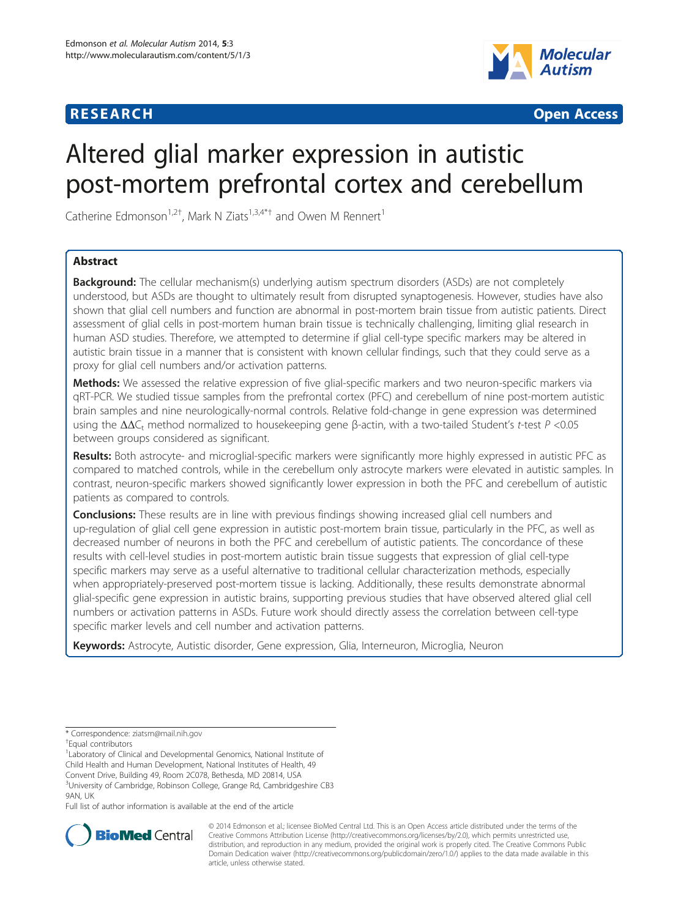**RESEARCH** **Open Access**

# Altered glial marker expression in autistic post-mortem prefrontal cortex and cerebellum

Catherine Edmonson[1,2†], Mark N Ziats[1,3,4*†] and Owen M Rennert[1]

## Abstract

**Background:** The cellular mechanism(s) underlying autism spectrum disorders (ASDs) are not completely understood, but ASDs are thought to ultimately result from disrupted synaptogenesis. However, studies have also shown that glial cell numbers and function are abnormal in post-mortem brain tissue from autistic patients. Direct assessment of glial cells in post-mortem human brain tissue is technically challenging, limiting glial research in human ASD studies. Therefore, we attempted to determine if glial cell-type specific markers may be altered in autistic brain tissue in a manner that is consistent with known cellular findings, such that they could serve as a proxy for glial cell numbers and/or activation patterns.

**Methods:** We assessed the relative expression of five glial-specific markers and two neuron-specific markers via qRT-PCR. We studied tissue samples from the prefrontal cortex (PFC) and cerebellum of nine post-mortem autistic brain samples and nine neurologically-normal controls. Relative fold-change in gene expression was determined using the $\Delta\Delta C_t$ method normalized to housekeeping gene β-actin, with a two-tailed Student's *t*-test $P < 0.05$ between groups considered as significant.

**Results:** Both astrocyte- and microglial-specific markers were significantly more highly expressed in autistic PFC as compared to matched controls, while in the cerebellum only astrocyte markers were elevated in autistic samples. In contrast, neuron-specific markers showed significantly lower expression in both the PFC and cerebellum of autistic patients as compared to controls.

**Conclusions:** These results are in line with previous findings showing increased glial cell numbers and up-regulation of glial cell gene expression in autistic post-mortem brain tissue, particularly in the PFC, as well as decreased number of neurons in both the PFC and cerebellum of autistic patients. The concordance of these results with cell-level studies in post-mortem autistic brain tissue suggests that expression of glial cell-type specific markers may serve as a useful alternative to traditional cellular characterization methods, especially when appropriately-preserved post-mortem tissue is lacking. Additionally, these results demonstrate abnormal glial-specific gene expression in autistic brains, supporting previous studies that have observed altered glial cell numbers or activation patterns in ASDs. Future work should directly assess the correlation between cell-type specific marker levels and cell number and activation patterns.

**Keywords:** Astrocyte, Autistic disorder, Gene expression, Glia, Interneuron, Microglia, Neuron

---

\* Correspondence: ziatsm@mail.nih.gov

†Equal contributors

[1]Laboratory of Clinical and Developmental Genomics, National Institute of Child Health and Human Development, National Institutes of Health, 49 Convent Drive, Building 49, Room 2C078, Bethesda, MD 20814, USA

[3]University of Cambridge, Robinson College, Grange Rd, Cambridgeshire CB3 9AN, UK

Full list of author information is available at the end of the article

© 2014 Edmonson et al.; licensee BioMed Central Ltd. This is an Open Access article distributed under the terms of the Creative Commons Attribution License (http://creativecommons.org/licenses/by/2.0), which permits unrestricted use, distribution, and reproduction in any medium, provided the original work is properly cited. The Creative Commons Public Domain Dedication waiver (http://creativecommons.org/publicdomain/zero/1.0/) applies to the data made available in this article, unless otherwise stated.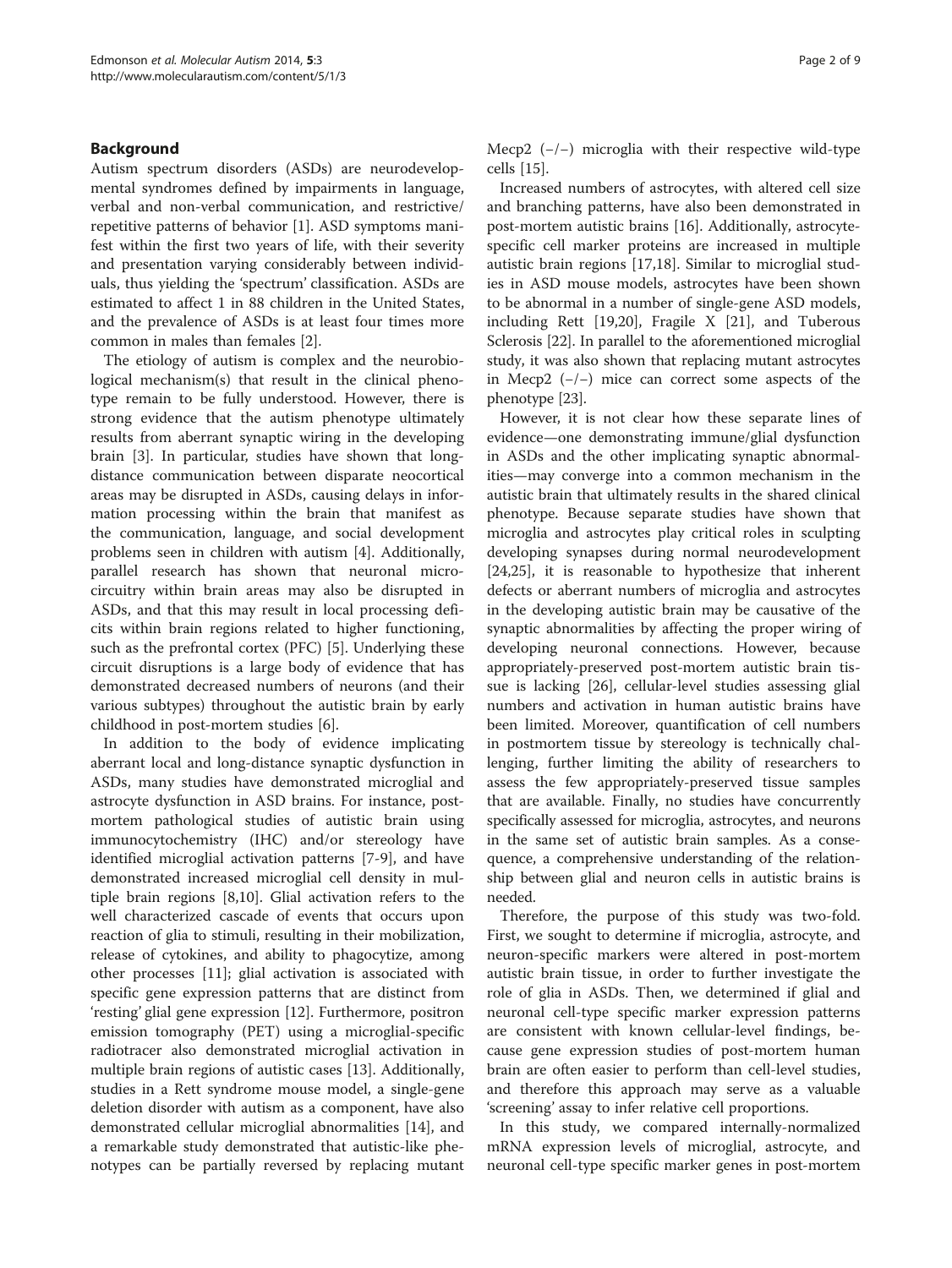## Background

Autism spectrum disorders (ASDs) are neurodevelopmental syndromes defined by impairments in language, verbal and non-verbal communication, and restrictive/repetitive patterns of behavior [1]. ASD symptoms manifest within the first two years of life, with their severity and presentation varying considerably between individuals, thus yielding the 'spectrum' classification. ASDs are estimated to affect 1 in 88 children in the United States, and the prevalence of ASDs is at least four times more common in males than females [2].

The etiology of autism is complex and the neurobiological mechanism(s) that result in the clinical phenotype remain to be fully understood. However, there is strong evidence that the autism phenotype ultimately results from aberrant synaptic wiring in the developing brain [3]. In particular, studies have shown that long-distance communication between disparate neocortical areas may be disrupted in ASDs, causing delays in information processing within the brain that manifest as the communication, language, and social development problems seen in children with autism [4]. Additionally, parallel research has shown that neuronal microcircuitry within brain areas may also be disrupted in ASDs, and that this may result in local processing deficits within brain regions related to higher functioning, such as the prefrontal cortex (PFC) [5]. Underlying these circuit disruptions is a large body of evidence that has demonstrated decreased numbers of neurons (and their various subtypes) throughout the autistic brain by early childhood in post-mortem studies [6].

In addition to the body of evidence implicating aberrant local and long-distance synaptic dysfunction in ASDs, many studies have demonstrated microglial and astrocyte dysfunction in ASD brains. For instance, post-mortem pathological studies of autistic brain using immunocytochemistry (IHC) and/or stereology have identified microglial activation patterns [7-9], and have demonstrated increased microglial cell density in multiple brain regions [8,10]. Glial activation refers to the well characterized cascade of events that occurs upon reaction of glia to stimuli, resulting in their mobilization, release of cytokines, and ability to phagocytize, among other processes [11]; glial activation is associated with specific gene expression patterns that are distinct from 'resting' glial gene expression [12]. Furthermore, positron emission tomography (PET) using a microglial-specific radiotracer also demonstrated microglial activation in multiple brain regions of autistic cases [13]. Additionally, studies in a Rett syndrome mouse model, a single-gene deletion disorder with autism as a component, have also demonstrated cellular microglial abnormalities [14], and a remarkable study demonstrated that autistic-like phenotypes can be partially reversed by replacing mutant Mecp2 (−/−) microglia with their respective wild-type cells [15].

Increased numbers of astrocytes, with altered cell size and branching patterns, have also been demonstrated in post-mortem autistic brains [16]. Additionally, astrocyte-specific cell marker proteins are increased in multiple autistic brain regions [17,18]. Similar to microglial studies in ASD mouse models, astrocytes have been shown to be abnormal in a number of single-gene ASD models, including Rett [19,20], Fragile X [21], and Tuberous Sclerosis [22]. In parallel to the aforementioned microglial study, it was also shown that replacing mutant astrocytes in Mecp2 (−/−) mice can correct some aspects of the phenotype [23].

However, it is not clear how these separate lines of evidence—one demonstrating immune/glial dysfunction in ASDs and the other implicating synaptic abnormalities—may converge into a common mechanism in the autistic brain that ultimately results in the shared clinical phenotype. Because separate studies have shown that microglia and astrocytes play critical roles in sculpting developing synapses during normal neurodevelopment [24,25], it is reasonable to hypothesize that inherent defects or aberrant numbers of microglia and astrocytes in the developing autistic brain may be causative of the synaptic abnormalities by affecting the proper wiring of developing neuronal connections. However, because appropriately-preserved post-mortem autistic brain tissue is lacking [26], cellular-level studies assessing glial numbers and activation in human autistic brains have been limited. Moreover, quantification of cell numbers in postmortem tissue by stereology is technically challenging, further limiting the ability of researchers to assess the few appropriately-preserved tissue samples that are available. Finally, no studies have concurrently specifically assessed for microglia, astrocytes, and neurons in the same set of autistic brain samples. As a consequence, a comprehensive understanding of the relationship between glial and neuron cells in autistic brains is needed.

Therefore, the purpose of this study was two-fold. First, we sought to determine if microglia, astrocyte, and neuron-specific markers were altered in post-mortem autistic brain tissue, in order to further investigate the role of glia in ASDs. Then, we determined if glial and neuronal cell-type specific marker expression patterns are consistent with known cellular-level findings, because gene expression studies of post-mortem human brain are often easier to perform than cell-level studies, and therefore this approach may serve as a valuable 'screening' assay to infer relative cell proportions.

In this study, we compared internally-normalized mRNA expression levels of microglial, astrocyte, and neuronal cell-type specific marker genes in post-mortem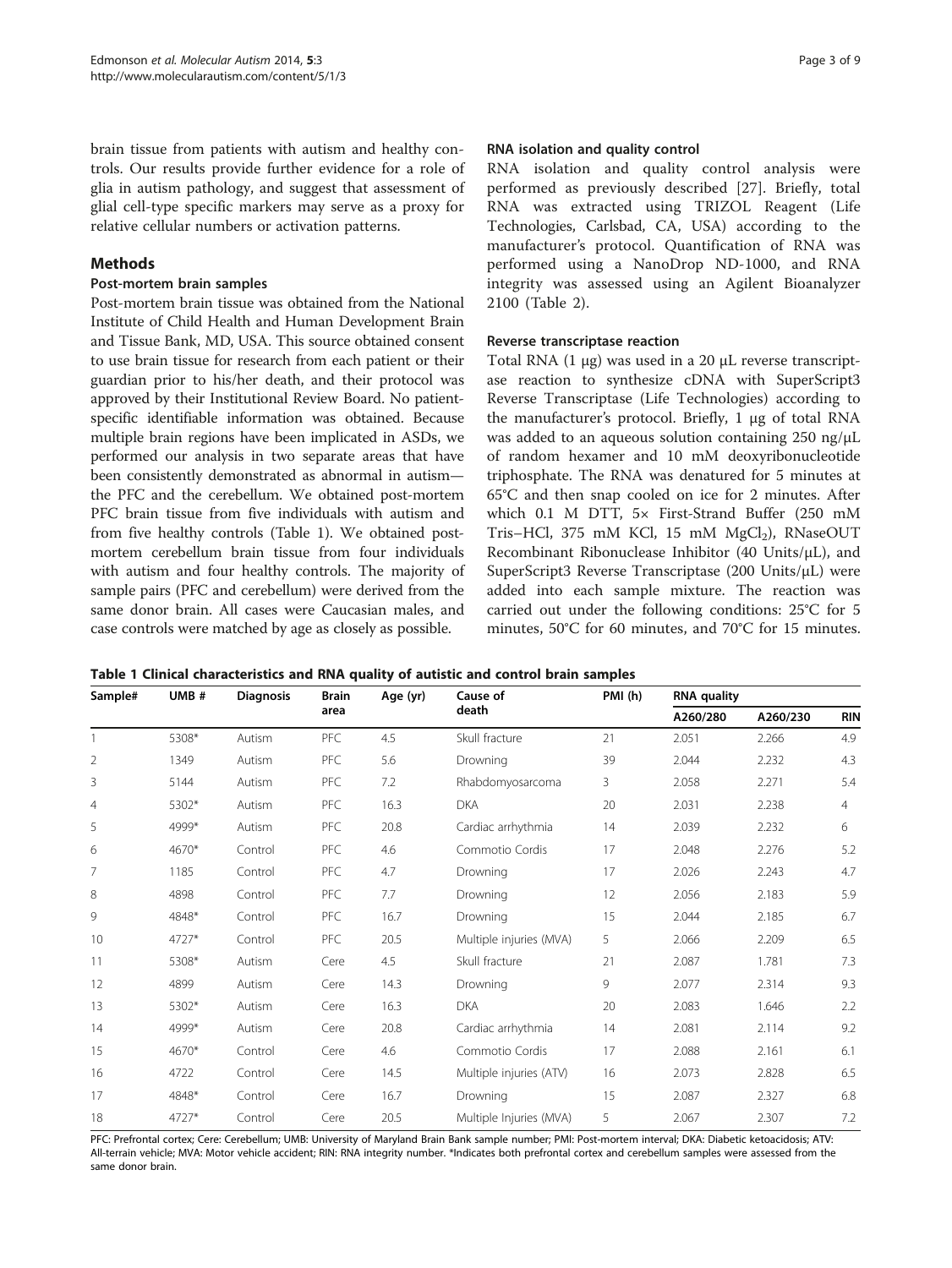brain tissue from patients with autism and healthy controls. Our results provide further evidence for a role of glia in autism pathology, and suggest that assessment of glial cell-type specific markers may serve as a proxy for relative cellular numbers or activation patterns.

## Methods

### Post-mortem brain samples

Post-mortem brain tissue was obtained from the National Institute of Child Health and Human Development Brain and Tissue Bank, MD, USA. This source obtained consent to use brain tissue for research from each patient or their guardian prior to his/her death, and their protocol was approved by their Institutional Review Board. No patient-specific identifiable information was obtained. Because multiple brain regions have been implicated in ASDs, we performed our analysis in two separate areas that have been consistently demonstrated as abnormal in autism—the PFC and the cerebellum. We obtained post-mortem PFC brain tissue from five individuals with autism and from five healthy controls (Table 1). We obtained post-mortem cerebellum brain tissue from four individuals with autism and four healthy controls. The majority of sample pairs (PFC and cerebellum) were derived from the same donor brain. All cases were Caucasian males, and case controls were matched by age as closely as possible.

### RNA isolation and quality control

RNA isolation and quality control analysis were performed as previously described [27]. Briefly, total RNA was extracted using TRIZOL Reagent (Life Technologies, Carlsbad, CA, USA) according to the manufacturer's protocol. Quantification of RNA was performed using a NanoDrop ND-1000, and RNA integrity was assessed using an Agilent Bioanalyzer 2100 (Table 2).

### Reverse transcriptase reaction

Total RNA (1 μg) was used in a 20 μL reverse transcriptase reaction to synthesize cDNA with SuperScript3 Reverse Transcriptase (Life Technologies) according to the manufacturer's protocol. Briefly, 1 μg of total RNA was added to an aqueous solution containing 250 ng/μL of random hexamer and 10 mM deoxyribonucleotide triphosphate. The RNA was denatured for 5 minutes at 65°C and then snap cooled on ice for 2 minutes. After which 0.1 M DTT, 5× First-Strand Buffer (250 mM Tris–HCl, 375 mM KCl, 15 mM $MgCl_2$), RNaseOUT Recombinant Ribonuclease Inhibitor (40 Units/μL), and SuperScript3 Reverse Transcriptase (200 Units/μL) were added into each sample mixture. The reaction was carried out under the following conditions: 25°C for 5 minutes, 50°C for 60 minutes, and 70°C for 15 minutes.

**Table 1 Clinical characteristics and RNA quality of autistic and control brain samples**

| Sample# | UMB # | Diagnosis | Brain area | Age (yr) | Cause of death | PMI (h) | RNA quality | | |
|---|---|---|---|---|---|---|---|---|---|
| | | | | | | | A260/280 | A260/230 | RIN |
| 1 | 5308* | Autism | PFC | 4.5 | Skull fracture | 21 | 2.051 | 2.266 | 4.9 |
| 2 | 1349 | Autism | PFC | 5.6 | Drowning | 39 | 2.044 | 2.232 | 4.3 |
| 3 | 5144 | Autism | PFC | 7.2 | Rhabdomyosarcoma | 3 | 2.058 | 2.271 | 5.4 |
| 4 | 5302* | Autism | PFC | 16.3 | DKA | 20 | 2.031 | 2.238 | 4 |
| 5 | 4999* | Autism | PFC | 20.8 | Cardiac arrhythmia | 14 | 2.039 | 2.232 | 6 |
| 6 | 4670* | Control | PFC | 4.6 | Commotio Cordis | 17 | 2.048 | 2.276 | 5.2 |
| 7 | 1185 | Control | PFC | 4.7 | Drowning | 17 | 2.026 | 2.243 | 4.7 |
| 8 | 4898 | Control | PFC | 7.7 | Drowning | 12 | 2.056 | 2.183 | 5.9 |
| 9 | 4848* | Control | PFC | 16.7 | Drowning | 15 | 2.044 | 2.185 | 6.7 |
| 10 | 4727* | Control | PFC | 20.5 | Multiple injuries (MVA) | 5 | 2.066 | 2.209 | 6.5 |
| 11 | 5308* | Autism | Cere | 4.5 | Skull fracture | 21 | 2.087 | 1.781 | 7.3 |
| 12 | 4899 | Autism | Cere | 14.3 | Drowning | 9 | 2.077 | 2.314 | 9.3 |
| 13 | 5302* | Autism | Cere | 16.3 | DKA | 20 | 2.083 | 1.646 | 2.2 |
| 14 | 4999* | Autism | Cere | 20.8 | Cardiac arrhythmia | 14 | 2.081 | 2.114 | 9.2 |
| 15 | 4670* | Control | Cere | 4.6 | Commotio Cordis | 17 | 2.088 | 2.161 | 6.1 |
| 16 | 4722 | Control | Cere | 14.5 | Multiple injuries (ATV) | 16 | 2.073 | 2.828 | 6.5 |
| 17 | 4848* | Control | Cere | 16.7 | Drowning | 15 | 2.087 | 2.327 | 6.8 |
| 18 | 4727* | Control | Cere | 20.5 | Multiple Injuries (MVA) | 5 | 2.067 | 2.307 | 7.2 |

PFC: Prefrontal cortex; Cere: Cerebellum; UMB: University of Maryland Brain Bank sample number; PMI: Post-mortem interval; DKA: Diabetic ketoacidosis; ATV: All-terrain vehicle; MVA: Motor vehicle accident; RIN: RNA integrity number. *Indicates both prefrontal cortex and cerebellum samples were assessed from the same donor brain.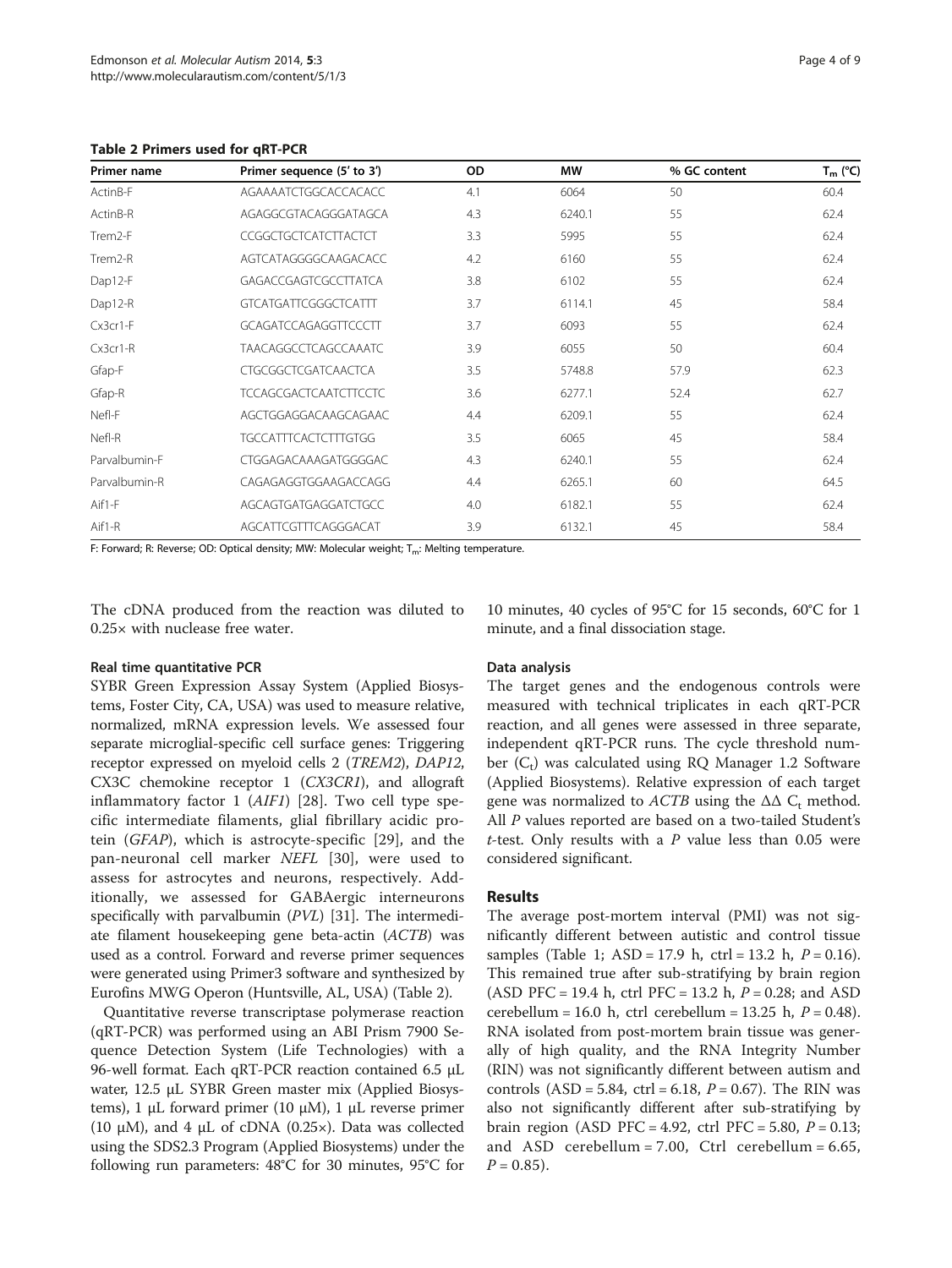**Table 2 Primers used for qRT-PCR**

| Primer name | Primer sequence (5' to 3') | OD | MW | % GC content | $T_m$ (°C) |
|---|---|---|---|---|---|
| ActinB-F | AGAAAATCTGGCACCACACC | 4.1 | 6064 | 50 | 60.4 |
| ActinB-R | AGAGGCGTACAGGGATAGCA | 4.3 | 6240.1 | 55 | 62.4 |
| Trem2-F | CCGGCTGCTCATCTTACTCT | 3.3 | 5995 | 55 | 62.4 |
| Trem2-R | AGTCATAGGGGCAAGACACC | 4.2 | 6160 | 55 | 62.4 |
| Dap12-F | GAGACCGAGTCGCCTTATCA | 3.8 | 6102 | 55 | 62.4 |
| Dap12-R | GTCATGATTCGGGCTCATTT | 3.7 | 6114.1 | 45 | 58.4 |
| Cx3cr1-F | GCAGATCCAGAGGTTCCCTT | 3.7 | 6093 | 55 | 62.4 |
| Cx3cr1-R | TAACAGGCCTCAGCCAAATC | 3.9 | 6055 | 50 | 60.4 |
| Gfap-F | CTGCGGCTCGATCAACTCA | 3.5 | 5748.8 | 57.9 | 62.3 |
| Gfap-R | TCCAGCGACTCAATCTTCCTC | 3.6 | 6277.1 | 52.4 | 62.7 |
| Nefl-F | AGCTGGAGGACAAGCAGAAC | 4.4 | 6209.1 | 55 | 62.4 |
| Nefl-R | TGCCATTTCACTCTTTGTGG | 3.5 | 6065 | 45 | 58.4 |
| Parvalbumin-F | CTGGAGACAAAGATGGGGAC | 4.3 | 6240.1 | 55 | 62.4 |
| Parvalbumin-R | CAGAGAGGTGGAAGACCAGG | 4.4 | 6265.1 | 60 | 64.5 |
| Aif1-F | AGCAGTGATGAGGATCTGCC | 4.0 | 6182.1 | 55 | 62.4 |
| Aif1-R | AGCATTCGTTTCAGGGACAT | 3.9 | 6132.1 | 45 | 58.4 |

F: Forward; R: Reverse; OD: Optical density; MW: Molecular weight; $T_m$: Melting temperature.

The cDNA produced from the reaction was diluted to 0.25× with nuclease free water.

#### Real time quantitative PCR

SYBR Green Expression Assay System (Applied Biosystems, Foster City, CA, USA) was used to measure relative, normalized, mRNA expression levels. We assessed four separate microglial-specific cell surface genes: Triggering receptor expressed on myeloid cells 2 (*TREM2*), *DAP12*, CX3C chemokine receptor 1 (*CX3CR1*), and allograft inflammatory factor 1 (*AIF1*) [28]. Two cell type specific intermediate filaments, glial fibrillary acidic protein (*GFAP*), which is astrocyte-specific [29], and the pan-neuronal cell marker *NEFL* [30], were used to assess for astrocytes and neurons, respectively. Additionally, we assessed for GABAergic interneurons specifically with parvalbumin (*PVL*) [31]. The intermediate filament housekeeping gene beta-actin (*ACTB*) was used as a control. Forward and reverse primer sequences were generated using Primer3 software and synthesized by Eurofins MWG Operon (Huntsville, AL, USA) (Table 2).

Quantitative reverse transcriptase polymerase reaction (qRT-PCR) was performed using an ABI Prism 7900 Sequence Detection System (Life Technologies) with a 96-well format. Each qRT-PCR reaction contained 6.5 μL water, 12.5 μL SYBR Green master mix (Applied Biosystems), 1 μL forward primer (10 μM), 1 μL reverse primer (10 μM), and 4 μL of cDNA (0.25×). Data was collected using the SDS2.3 Program (Applied Biosystems) under the following run parameters: 48°C for 30 minutes, 95°C for 10 minutes, 40 cycles of 95°C for 15 seconds, 60°C for 1 minute, and a final dissociation stage.

#### Data analysis

The target genes and the endogenous controls were measured with technical triplicates in each qRT-PCR reaction, and all genes were assessed in three separate, independent qRT-PCR runs. The cycle threshold number ($C_t$) was calculated using RQ Manager 1.2 Software (Applied Biosystems). Relative expression of each target gene was normalized to *ACTB* using the $\Delta\Delta$ $C_t$ method. All *P* values reported are based on a two-tailed Student's *t*-test. Only results with a *P* value less than 0.05 were considered significant.

## Results

The average post-mortem interval (PMI) was not significantly different between autistic and control tissue samples (Table 1; ASD = 17.9 h, ctrl = 13.2 h, $P = 0.16$). This remained true after sub-stratifying by brain region (ASD PFC = 19.4 h, ctrl PFC = 13.2 h, $P = 0.28$; and ASD cerebellum = 16.0 h, ctrl cerebellum = 13.25 h, $P = 0.48$). RNA isolated from post-mortem brain tissue was generally of high quality, and the RNA Integrity Number (RIN) was not significantly different between autism and controls (ASD = 5.84, ctrl = 6.18, $P = 0.67$). The RIN was also not significantly different after sub-stratifying by brain region (ASD PFC = 4.92, ctrl PFC = 5.80, $P = 0.13$; and ASD cerebellum = 7.00, Ctrl cerebellum = 6.65, $P = 0.85$).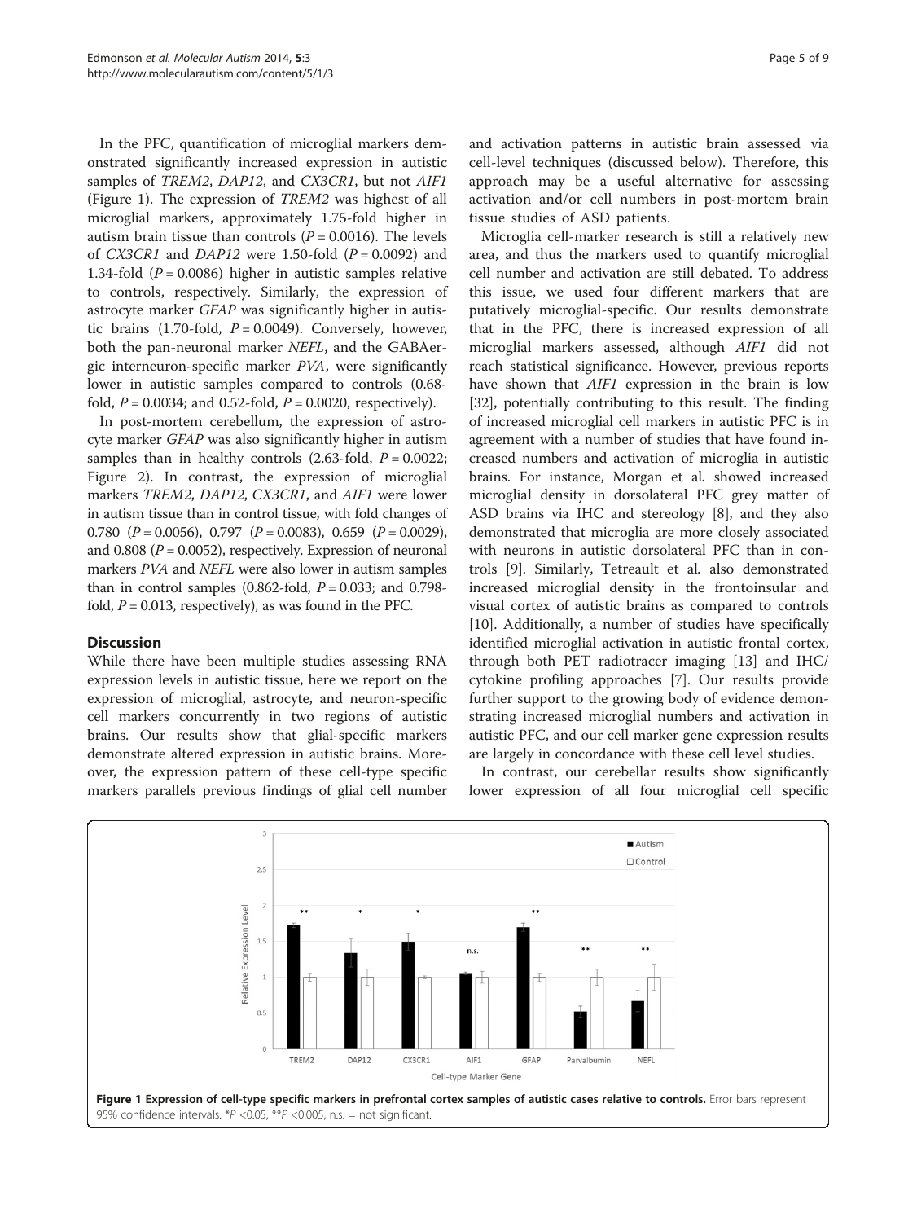In the PFC, quantification of microglial markers demonstrated significantly increased expression in autistic samples of *TREM2*, *DAP12*, and *CX3CR1*, but not *AIF1* (Figure 1). The expression of *TREM2* was highest of all microglial markers, approximately 1.75-fold higher in autism brain tissue than controls ($P = 0.0016$). The levels of *CX3CR1* and *DAP12* were 1.50-fold ($P = 0.0092$) and 1.34-fold ($P = 0.0086$) higher in autistic samples relative to controls, respectively. Similarly, the expression of astrocyte marker *GFAP* was significantly higher in autistic brains (1.70-fold, $P = 0.0049$). Conversely, however, both the pan-neuronal marker *NEFL*, and the GABAergic interneuron-specific marker *PVA*, were significantly lower in autistic samples compared to controls (0.68-fold, $P = 0.0034$; and 0.52-fold, $P = 0.0020$, respectively).

In post-mortem cerebellum, the expression of astrocyte marker *GFAP* was also significantly higher in autism samples than in healthy controls (2.63-fold, $P = 0.0022$; Figure 2). In contrast, the expression of microglial markers *TREM2*, *DAP12*, *CX3CR1*, and *AIF1* were lower in autism tissue than in control tissue, with fold changes of 0.780 ($P = 0.0056$), 0.797 ($P = 0.0083$), 0.659 ($P = 0.0029$), and 0.808 ($P = 0.0052$), respectively. Expression of neuronal markers *PVA* and *NEFL* were also lower in autism samples than in control samples (0.862-fold, $P = 0.033$; and 0.798-fold, $P = 0.013$, respectively), as was found in the PFC.

## Discussion

While there have been multiple studies assessing RNA expression levels in autistic tissue, here we report on the expression of microglial, astrocyte, and neuron-specific cell markers concurrently in two regions of autistic brains. Our results show that glial-specific markers demonstrate altered expression in autistic brains. Moreover, the expression pattern of these cell-type specific markers parallels previous findings of glial cell number and activation patterns in autistic brain assessed via cell-level techniques (discussed below). Therefore, this approach may be a useful alternative for assessing activation and/or cell numbers in post-mortem brain tissue studies of ASD patients.

Microglia cell-marker research is still a relatively new area, and thus the markers used to quantify microglial cell number and activation are still debated. To address this issue, we used four different markers that are putatively microglial-specific. Our results demonstrate that in the PFC, there is increased expression of all microglial markers assessed, although *AIF1* did not reach statistical significance. However, previous reports have shown that *AIF1* expression in the brain is low [32], potentially contributing to this result. The finding of increased microglial cell markers in autistic PFC is in agreement with a number of studies that have found increased numbers and activation of microglia in autistic brains. For instance, Morgan et al. showed increased microglial density in dorsolateral PFC grey matter of ASD brains via IHC and stereology [8], and they also demonstrated that microglia are more closely associated with neurons in autistic dorsolateral PFC than in controls [9]. Similarly, Tetreault et al. also demonstrated increased microglial density in the frontoinsular and visual cortex of autistic brains as compared to controls [10]. Additionally, a number of studies have specifically identified microglial activation in autistic frontal cortex, through both PET radiotracer imaging [13] and IHC/cytokine profiling approaches [7]. Our results provide further support to the growing body of evidence demonstrating increased microglial numbers and activation in autistic PFC, and our cell marker gene expression results are largely in concordance with these cell level studies.

In contrast, our cerebellar results show significantly lower expression of all four microglial cell specific

**Figure 1 Expression of cell-type specific markers in prefrontal cortex samples of autistic cases relative to controls.** Error bars represent 95% confidence intervals. *$P$ <0.05, **$P$ <0.005, n.s. = not significant.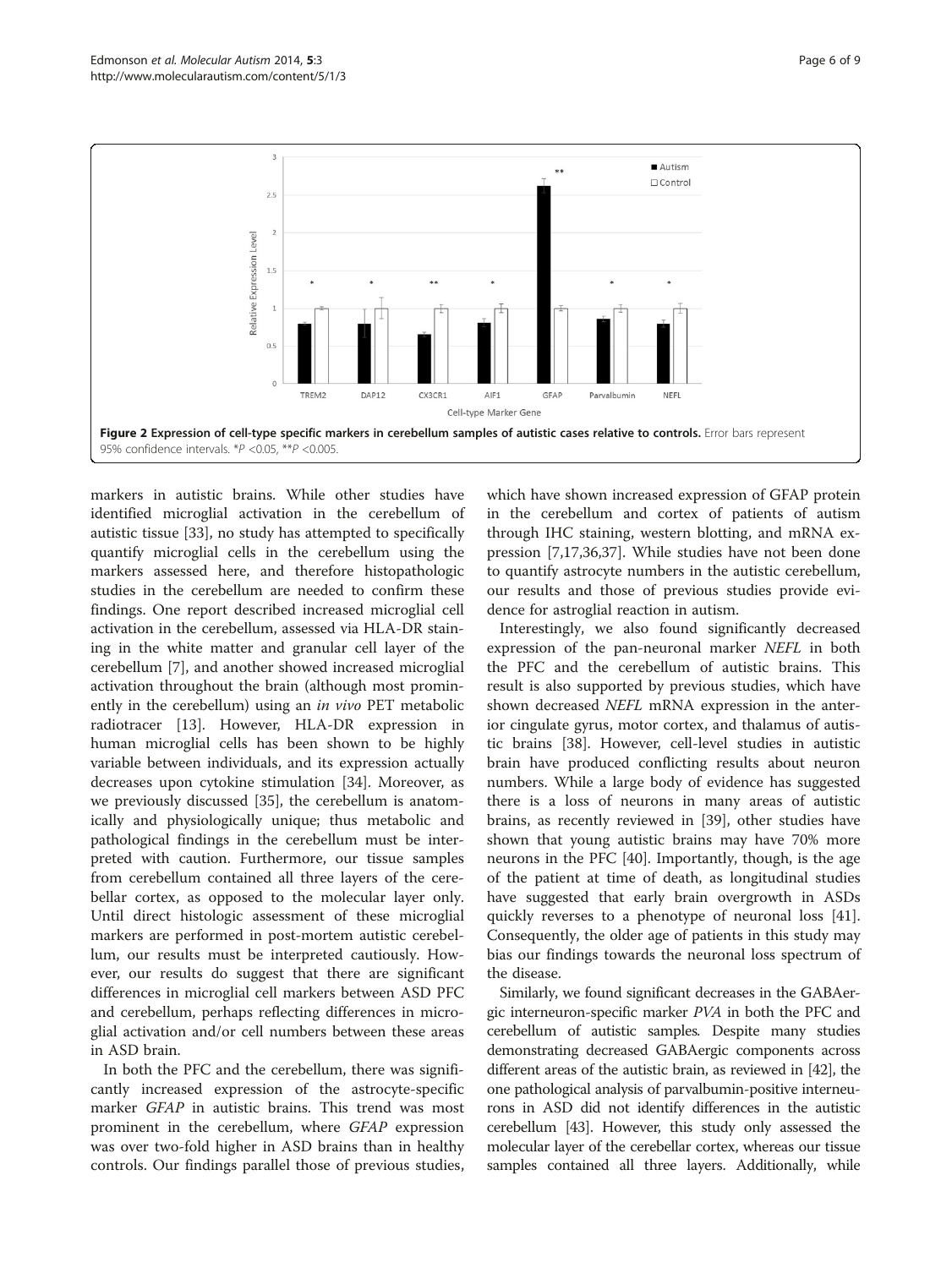3

2.5

2

1.5

1

0.5

0

Relative Expression Level

■ Autism

□ Control

\* \* \*\* \* \*\* \* \*

TREM2 DAP12 CX3CR1 AIF1 GFAP Parvalbumin NEFL

Cell-type Marker Gene

**Figure 2 Expression of cell-type specific markers in cerebellum samples of autistic cases relative to controls.** Error bars represent 95% confidence intervals. *$P$ <0.05, **$P$ <0.005.

markers in autistic brains. While other studies have identified microglial activation in the cerebellum of autistic tissue [33], no study has attempted to specifically quantify microglial cells in the cerebellum using the markers assessed here, and therefore histopathologic studies in the cerebellum are needed to confirm these findings. One report described increased microglial cell activation in the cerebellum, assessed via HLA-DR staining in the white matter and granular cell layer of the cerebellum [7], and another showed increased microglial activation throughout the brain (although most prominently in the cerebellum) using an *in vivo* PET metabolic radiotracer [13]. However, HLA-DR expression in human microglial cells has been shown to be highly variable between individuals, and its expression actually decreases upon cytokine stimulation [34]. Moreover, as we previously discussed [35], the cerebellum is anatomically and physiologically unique; thus metabolic and pathological findings in the cerebellum must be interpreted with caution. Furthermore, our tissue samples from cerebellum contained all three layers of the cerebellar cortex, as opposed to the molecular layer only. Until direct histologic assessment of these microglial markers are performed in post-mortem autistic cerebellum, our results must be interpreted cautiously. However, our results do suggest that there are significant differences in microglial cell markers between ASD PFC and cerebellum, perhaps reflecting differences in microglial activation and/or cell numbers between these areas in ASD brain.

In both the PFC and the cerebellum, there was significantly increased expression of the astrocyte-specific marker *GFAP* in autistic brains. This trend was most prominent in the cerebellum, where *GFAP* expression was over two-fold higher in ASD brains than in healthy controls. Our findings parallel those of previous studies, which have shown increased expression of GFAP protein in the cerebellum and cortex of patients of autism through IHC staining, western blotting, and mRNA expression [7,17,36,37]. While studies have not been done to quantify astrocyte numbers in the autistic cerebellum, our results and those of previous studies provide evidence for astroglial reaction in autism.

Interestingly, we also found significantly decreased expression of the pan-neuronal marker *NEFL* in both the PFC and the cerebellum of autistic brains. This result is also supported by previous studies, which have shown decreased *NEFL* mRNA expression in the anterior cingulate gyrus, motor cortex, and thalamus of autistic brains [38]. However, cell-level studies in autistic brain have produced conflicting results about neuron numbers. While a large body of evidence has suggested there is a loss of neurons in many areas of autistic brains, as recently reviewed in [39], other studies have shown that young autistic brains may have 70% more neurons in the PFC [40]. Importantly, though, is the age of the patient at time of death, as longitudinal studies have suggested that early brain overgrowth in ASDs quickly reverses to a phenotype of neuronal loss [41]. Consequently, the older age of patients in this study may bias our findings towards the neuronal loss spectrum of the disease.

Similarly, we found significant decreases in the GABAergic interneuron-specific marker *PVA* in both the PFC and cerebellum of autistic samples. Despite many studies demonstrating decreased GABAergic components across different areas of the autistic brain, as reviewed in [42], the one pathological analysis of parvalbumin-positive interneurons in ASD did not identify differences in the autistic cerebellum [43]. However, this study only assessed the molecular layer of the cerebellar cortex, whereas our tissue samples contained all three layers. Additionally, while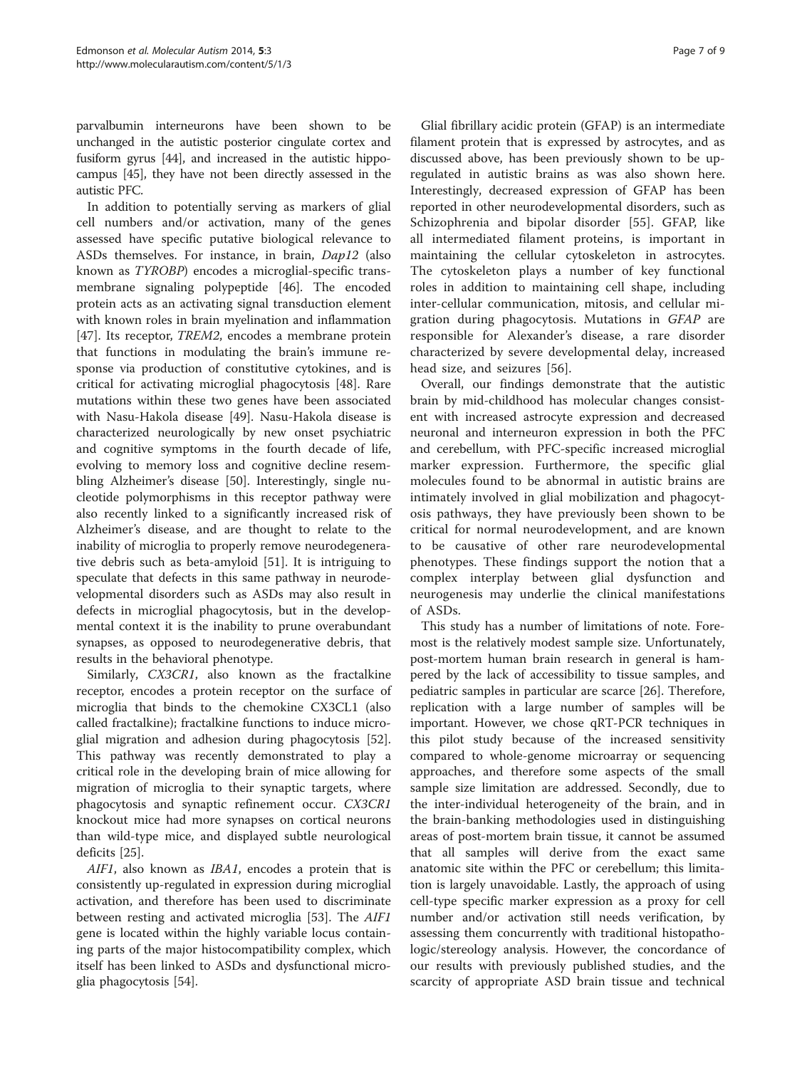parvalbumin interneurons have been shown to be unchanged in the autistic posterior cingulate cortex and fusiform gyrus [44], and increased in the autistic hippocampus [45], they have not been directly assessed in the autistic PFC.

In addition to potentially serving as markers of glial cell numbers and/or activation, many of the genes assessed have specific putative biological relevance to ASDs themselves. For instance, in brain, *Dap12* (also known as *TYROBP*) encodes a microglial-specific transmembrane signaling polypeptide [46]. The encoded protein acts as an activating signal transduction element with known roles in brain myelination and inflammation [47]. Its receptor, *TREM2*, encodes a membrane protein that functions in modulating the brain's immune response via production of constitutive cytokines, and is critical for activating microglial phagocytosis [48]. Rare mutations within these two genes have been associated with Nasu-Hakola disease [49]. Nasu-Hakola disease is characterized neurologically by new onset psychiatric and cognitive symptoms in the fourth decade of life, evolving to memory loss and cognitive decline resembling Alzheimer's disease [50]. Interestingly, single nucleotide polymorphisms in this receptor pathway were also recently linked to a significantly increased risk of Alzheimer's disease, and are thought to relate to the inability of microglia to properly remove neurodegenerative debris such as beta-amyloid [51]. It is intriguing to speculate that defects in this same pathway in neurodevelopmental disorders such as ASDs may also result in defects in microglial phagocytosis, but in the developmental context it is the inability to prune overabundant synapses, as opposed to neurodegenerative debris, that results in the behavioral phenotype.

Similarly, *CX3CR1*, also known as the fractalkine receptor, encodes a protein receptor on the surface of microglia that binds to the chemokine CX3CL1 (also called fractalkine); fractalkine functions to induce microglial migration and adhesion during phagocytosis [52]. This pathway was recently demonstrated to play a critical role in the developing brain of mice allowing for migration of microglia to their synaptic targets, where phagocytosis and synaptic refinement occur. *CX3CR1* knockout mice had more synapses on cortical neurons than wild-type mice, and displayed subtle neurological deficits [25].

*AIF1*, also known as *IBA1*, encodes a protein that is consistently up-regulated in expression during microglial activation, and therefore has been used to discriminate between resting and activated microglia [53]. The *AIF1* gene is located within the highly variable locus containing parts of the major histocompatibility complex, which itself has been linked to ASDs and dysfunctional microglia phagocytosis [54].

Glial fibrillary acidic protein (GFAP) is an intermediate filament protein that is expressed by astrocytes, and as discussed above, has been previously shown to be upregulated in autistic brains as was also shown here. Interestingly, decreased expression of GFAP has been reported in other neurodevelopmental disorders, such as Schizophrenia and bipolar disorder [55]. GFAP, like all intermediated filament proteins, is important in maintaining the cellular cytoskeleton in astrocytes. The cytoskeleton plays a number of key functional roles in addition to maintaining cell shape, including inter-cellular communication, mitosis, and cellular migration during phagocytosis. Mutations in *GFAP* are responsible for Alexander's disease, a rare disorder characterized by severe developmental delay, increased head size, and seizures [56].

Overall, our findings demonstrate that the autistic brain by mid-childhood has molecular changes consistent with increased astrocyte expression and decreased neuronal and interneuron expression in both the PFC and cerebellum, with PFC-specific increased microglial marker expression. Furthermore, the specific glial molecules found to be abnormal in autistic brains are intimately involved in glial mobilization and phagocytosis pathways, they have previously been shown to be critical for normal neurodevelopment, and are known to be causative of other rare neurodevelopmental phenotypes. These findings support the notion that a complex interplay between glial dysfunction and neurogenesis may underlie the clinical manifestations of ASDs.

This study has a number of limitations of note. Foremost is the relatively modest sample size. Unfortunately, post-mortem human brain research in general is hampered by the lack of accessibility to tissue samples, and pediatric samples in particular are scarce [26]. Therefore, replication with a large number of samples will be important. However, we chose qRT-PCR techniques in this pilot study because of the increased sensitivity compared to whole-genome microarray or sequencing approaches, and therefore some aspects of the small sample size limitation are addressed. Secondly, due to the inter-individual heterogeneity of the brain, and in the brain-banking methodologies used in distinguishing areas of post-mortem brain tissue, it cannot be assumed that all samples will derive from the exact same anatomic site within the PFC or cerebellum; this limitation is largely unavoidable. Lastly, the approach of using cell-type specific marker expression as a proxy for cell number and/or activation still needs verification, by assessing them concurrently with traditional histopathologic/stereology analysis. However, the concordance of our results with previously published studies, and the scarcity of appropriate ASD brain tissue and technical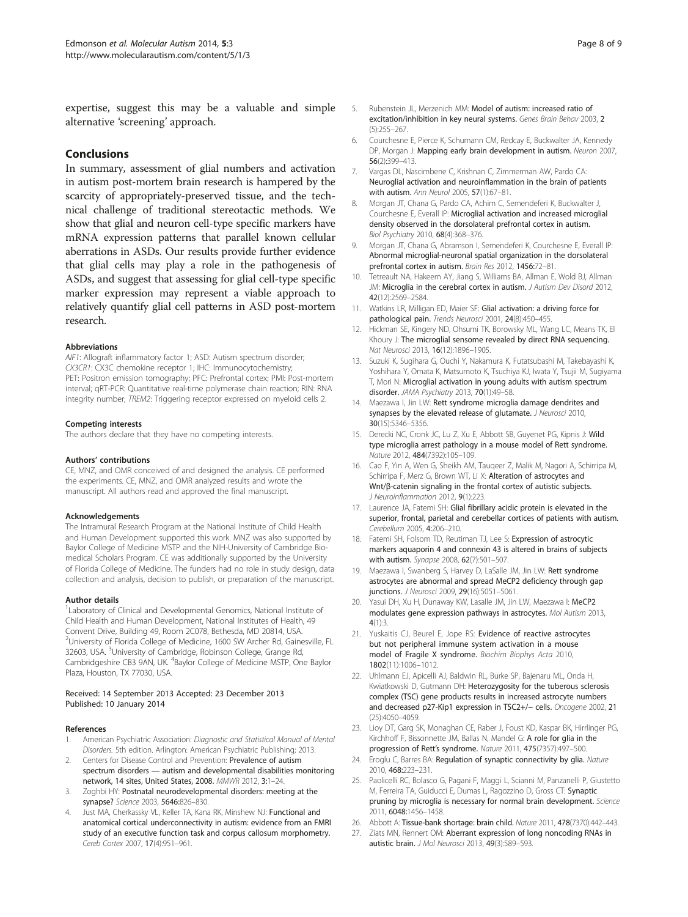expertise, suggest this may be a valuable and simple alternative 'screening' approach.

## Conclusions

In summary, assessment of glial numbers and activation in autism post-mortem brain research is hampered by the scarcity of appropriately-preserved tissue, and the technical challenge of traditional stereotactic methods. We show that glial and neuron cell-type specific markers have mRNA expression patterns that parallel known cellular aberrations in ASDs. Our results provide further evidence that glial cells may play a role in the pathogenesis of ASDs, and suggest that assessing for glial cell-type specific marker expression may represent a viable approach to relatively quantify glial cell patterns in ASD post-mortem research.

#### Abbreviations

*AIF1*: Allograft inflammatory factor 1; ASD: Autism spectrum disorder; *CX3CR1*: CX3C chemokine receptor 1; IHC: Immunocytochemistry; PET: Positron emission tomography; PFC: Prefrontal cortex; PMI: Post-mortem interval; qRT-PCR: Quantitative real-time polymerase chain reaction; RIN: RNA integrity number; *TREM2*: Triggering receptor expressed on myeloid cells 2.

#### Competing interests

The authors declare that they have no competing interests.

#### Authors' contributions

CE, MNZ, and OMR conceived of and designed the analysis. CE performed the experiments. CE, MNZ, and OMR analyzed results and wrote the manuscript. All authors read and approved the final manuscript.

#### Acknowledgements

The Intramural Research Program at the National Institute of Child Health and Human Development supported this work. MNZ was also supported by Baylor College of Medicine MSTP and the NIH-University of Cambridge Biomedical Scholars Program. CE was additionally supported by the University of Florida College of Medicine. The funders had no role in study design, data collection and analysis, decision to publish, or preparation of the manuscript.

#### Author details

[1]Laboratory of Clinical and Developmental Genomics, National Institute of Child Health and Human Development, National Institutes of Health, 49 Convent Drive, Building 49, Room 2C078, Bethesda, MD 20814, USA. [2]University of Florida College of Medicine, 1600 SW Archer Rd, Gainesville, FL 32603, USA. [3]University of Cambridge, Robinson College, Grange Rd, Cambridgeshire CB3 9AN, UK. [4]Baylor College of Medicine MSTP, One Baylor Plaza, Houston, TX 77030, USA.

Received: 14 September 2013 Accepted: 23 December 2013
Published: 10 January 2014

#### References

1. American Psychiatric Association: *Diagnostic and Statistical Manual of Mental Disorders*. 5th edition. Arlington: American Psychiatric Publishing; 2013.
2. Centers for Disease Control and Prevention: **Prevalence of autism spectrum disorders — autism and developmental disabilities monitoring network, 14 sites, United States, 2008.** *MMWR* 2012, **3**:1–24.
3. Zoghbi HY: **Postnatal neurodevelopmental disorders: meeting at the synapse?** *Science* 2003, **5646**:826–830.
4. Just MA, Cherkassky VL, Keller TA, Kana RK, Minshew NJ: **Functional and anatomical cortical underconnectivity in autism: evidence from an FMRI study of an executive function task and corpus callosum morphometry.** *Cereb Cortex* 2007, **17**(4):951–961.
5. Rubenstein JL, Merzenich MM: **Model of autism: increased ratio of excitation/inhibition in key neural systems.** *Genes Brain Behav* 2003, **2** (5):255–267.
6. Courchesne E, Pierce K, Schumann CM, Redcay E, Buckwalter JA, Kennedy DP, Morgan J: **Mapping early brain development in autism.** *Neuron* 2007, **56**(2):399–413.
7. Vargas DL, Nascimbene C, Krishnan C, Zimmerman AW, Pardo CA: **Neuroglial activation and neuroinflammation in the brain of patients with autism.** *Ann Neurol* 2005, **57**(1):67–81.
8. Morgan JT, Chana G, Pardo CA, Achim C, Semendeferi K, Buckwalter J, Courchesne E, Everall IP: **Microglial activation and increased microglial density observed in the dorsolateral prefrontal cortex in autism.** *Biol Psychiatry* 2010, **68**(4):368–376.
9. Morgan JT, Chana G, Abramson I, Semendeferi K, Courchesne E, Everall IP: **Abnormal microglial-neuronal spatial organization in the dorsolateral prefrontal cortex in autism.** *Brain Res* 2012, **1456**:72–81.
10. Tetreault NA, Hakeem AY, Jiang S, Williams BA, Allman E, Wold BJ, Allman JM: **Microglia in the cerebral cortex in autism.** *J Autism Dev Disord* 2012, **42**(12):2569–2584.
11. Watkins LR, Milligan ED, Maier SF: **Glial activation: a driving force for pathological pain.** *Trends Neurosci* 2001, **24**(8):450–455.
12. Hickman SE, Kingery ND, Ohsumi TK, Borowsky ML, Wang LC, Means TK, El Khoury J: **The microglial sensome revealed by direct RNA sequencing.** *Nat Neurosci* 2013, **16**(12):1896–1905.
13. Suzuki K, Sugihara G, Ouchi Y, Nakamura K, Futatsubashi M, Takebayashi K, Yoshihara Y, Omata K, Matsumoto K, Tsuchiya KJ, Iwata Y, Tsujii M, Sugiyama T, Mori N: **Microglial activation in young adults with autism spectrum disorder.** *JAMA Psychiatry* 2013, **70**(1):49–58.
14. Maezawa I, Jin LW: **Rett syndrome microglia damage dendrites and synapses by the elevated release of glutamate.** *J Neurosci* 2010, **30**(15):5346–5356.
15. Derecki NC, Cronk JC, Lu Z, Xu E, Abbott SB, Guyenet PG, Kipnis J: **Wild type microglia arrest pathology in a mouse model of Rett syndrome.** *Nature* 2012, **484**(7392):105–109.
16. Cao F, Yin A, Wen G, Sheikh AM, Tauqeer Z, Malik M, Nagori A, Schirripa M, Schirripa F, Merz G, Brown WT, Li X: **Alteration of astrocytes and Wnt/β-catenin signaling in the frontal cortex of autistic subjects.** *J Neuroinflammation* 2012, **9**(1):223.
17. Laurence JA, Fatemi SH: **Glial fibrillary acidic protein is elevated in the superior, frontal, parietal and cerebellar cortices of patients with autism.** *Cerebellum* 2005, **4**:206–210.
18. Fatemi SH, Folsom TD, Reutiman TJ, Lee S: **Expression of astrocytic markers aquaporin 4 and connexin 43 is altered in brains of subjects with autism.** *Synapse* 2008, **62**(7):501–507.
19. Maezawa I, Swanberg S, Harvey D, LaSalle JM, Jin LW: **Rett syndrome astrocytes are abnormal and spread MeCP2 deficiency through gap junctions.** *J Neurosci* 2009, **29**(16):5051–5061.
20. Yasui DH, Xu H, Dunaway KW, Lasalle JM, Jin LW, Maezawa I: **MeCP2 modulates gene expression pathways in astrocytes.** *Mol Autism* 2013, **4**(1):3.
21. Yuskaitis CJ, Beurel E, Jope RS: **Evidence of reactive astrocytes but not peripheral immune system activation in a mouse model of Fragile X syndrome.** *Biochim Biophys Acta* 2010, **1802**(11):1006–1012.
22. Uhlmann EJ, Apicelli AJ, Baldwin RL, Burke SP, Bajenaru ML, Onda H, Kwiatkowski D, Gutmann DH: **Heterozygosity for the tuberous sclerosis complex (TSC) gene products results in increased astrocyte numbers and decreased p27-Kip1 expression in TSC2+/− cells.** *Oncogene* 2002, **21** (25):4050–4059.
23. Lioy DT, Garg SK, Monaghan CE, Raber J, Foust KD, Kaspar BK, Hirrlinger PG, Kirchhoff F, Bissonnette JM, Ballas N, Mandel G: **A role for glia in the progression of Rett's syndrome.** *Nature* 2011, **475**(7357):497–500.
24. Eroglu C, Barres BA: **Regulation of synaptic connectivity by glia.** *Nature* 2010, **468**:223–231.
25. Paolicelli RC, Bolasco G, Pagani F, Maggi L, Scianni M, Panzanelli P, Giustetto M, Ferreira TA, Guiducci E, Dumas L, Ragozzino D, Gross CT: **Synaptic pruning by microglia is necessary for normal brain development.** *Science* 2011, **6048**:1456–1458.
26. Abbott A: **Tissue-bank shortage: brain child.** *Nature* 2011, **478**(7370):442–443.
27. Ziats MN, Rennert OM: **Aberrant expression of long noncoding RNAs in autistic brain.** *J Mol Neurosci* 2013, **49**(3):589–593.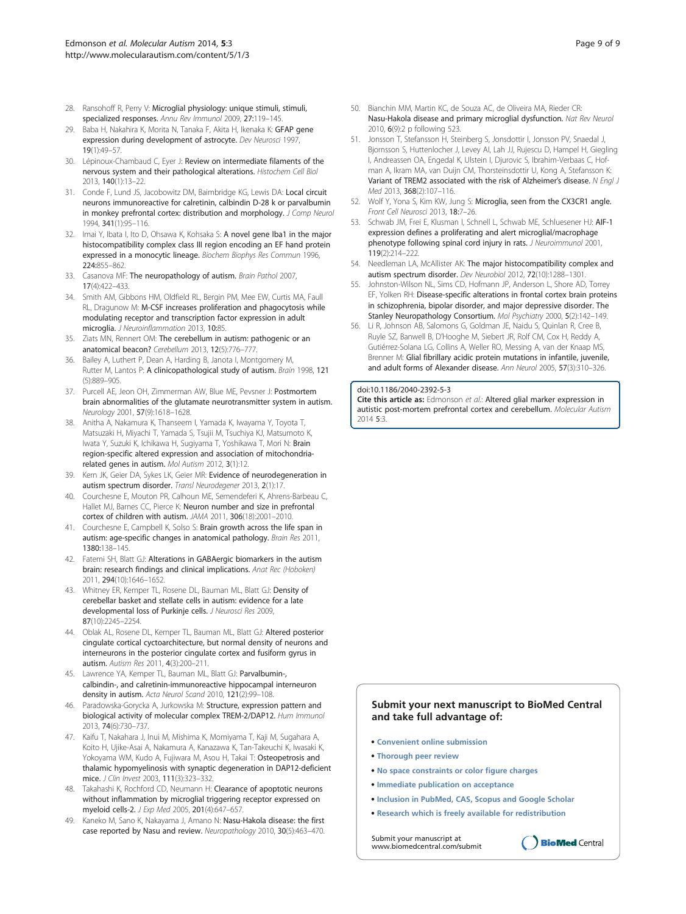28. Ransohoff R, Perry V: **Microglial physiology: unique stimuli, specialized responses.** *Annu Rev Immunol* 2009, **27:**119–145.
29. Baba H, Nakahira K, Morita N, Tanaka F, Akita H, Ikenaka K: **GFAP gene expression during development of astrocyte.** *Dev Neurosci* 1997, **19**(1):49–57.
30. Lépinoux-Chambaud C, Eyer J: **Review on intermediate filaments of the nervous system and their pathological alterations.** *Histochem Cell Biol* 2013, **140**(1):13–22.
31. Conde F, Lund JS, Jacobowitz DM, Baimbridge KG, Lewis DA: **Local circuit neurons immunoreactive for calretinin, calbindin D-28 k or parvalbumin in monkey prefrontal cortex: distribution and morphology.** *J Comp Neurol* 1994, **341**(1):95–116.
32. Imai Y, Ibata I, Ito D, Ohsawa K, Kohsaka S: **A novel gene Iba1 in the major histocompatibility complex class III region encoding an EF hand protein expressed in a monocytic lineage.** *Biochem Biophys Res Commun* 1996, **224:**855–862.
33. Casanova MF: **The neuropathology of autism.** *Brain Pathol* 2007, **17**(4):422–433.
34. Smith AM, Gibbons HM, Oldfield RL, Bergin PM, Mee EW, Curtis MA, Faull RL, Dragunow M: **M-CSF increases proliferation and phagocytosis while modulating receptor and transcription factor expression in adult microglia.** *J Neuroinflammation* 2013, **10:**85.
35. Ziats MN, Rennert OM: **The cerebellum in autism: pathogenic or an anatomical beacon?** *Cerebellum* 2013, **12**(5):776–777.
36. Bailey A, Luthert P, Dean A, Harding B, Janota I, Montgomery M, Rutter M, Lantos P: **A clinicopathological study of autism.** *Brain* 1998, **121** (5):889–905.
37. Purcell AE, Jeon OH, Zimmerman AW, Blue ME, Pevsner J: **Postmortem brain abnormalities of the glutamate neurotransmitter system in autism.** *Neurology* 2001, **57**(9):1618–1628.
38. Anitha A, Nakamura K, Thanseem I, Yamada K, Iwayama Y, Toyota T, Matsuzaki H, Miyachi T, Yamada S, Tsujii M, Tsuchiya KJ, Matsumoto K, Iwata Y, Suzuki K, Ichikawa H, Sugiyama T, Yoshikawa T, Mori N: **Brain region-specific altered expression and association of mitochondria-related genes in autism.** *Mol Autism* 2012, **3**(1):12.
39. Kern JK, Geier DA, Sykes LK, Geier MR: **Evidence of neurodegeneration in autism spectrum disorder.** *Transl Neurodegener* 2013, **2**(1):17.
40. Courchesne E, Mouton PR, Calhoun ME, Semendeferi K, Ahrens-Barbeau C, Hallet MJ, Barnes CC, Pierce K: **Neuron number and size in prefrontal cortex of children with autism.** *JAMA* 2011, **306**(18):2001–2010.
41. Courchesne E, Campbell K, Solso S: **Brain growth across the life span in autism: age-specific changes in anatomical pathology.** *Brain Res* 2011, **1380:**138–145.
42. Fatemi SH, Blatt GJ: **Alterations in GABAergic biomarkers in the autism brain: research findings and clinical implications.** *Anat Rec (Hoboken)* 2011, **294**(10):1646–1652.
43. Whitney ER, Kemper TL, Rosene DL, Bauman ML, Blatt GJ: **Density of cerebellar basket and stellate cells in autism: evidence for a late developmental loss of Purkinje cells.** *J Neurosci Res* 2009, **87**(10):2245–2254.
44. Oblak AL, Rosene DL, Kemper TL, Bauman ML, Blatt GJ: **Altered posterior cingulate cortical cytoarchitecture, but normal density of neurons and interneurons in the posterior cingulate cortex and fusiform gyrus in autism.** *Autism Res* 2011, **4**(3):200–211.
45. Lawrence YA, Kemper TL, Bauman ML, Blatt GJ: **Parvalbumin-, calbindin-, and calretinin-immunoreactive hippocampal interneuron density in autism.** *Acta Neurol Scand* 2010, **121**(2):99–108.
46. Paradowska-Gorycka A, Jurkowska M: **Structure, expression pattern and biological activity of molecular complex TREM-2/DAP12.** *Hum Immunol* 2013, **74**(6):730–737.
47. Kaifu T, Nakahara J, Inui M, Mishima K, Momiyama T, Kaji M, Sugahara A, Koito H, Ujike-Asai A, Nakamura A, Kanazawa K, Tan-Takeuchi K, Iwasaki K, Yokoyama WM, Kudo A, Fujiwara M, Asou H, Takai T: **Osteopetrosis and thalamic hypomyelinosis with synaptic degeneration in DAP12-deficient mice.** *J Clin Invest* 2003, **111**(3):323–332.
48. Takahashi K, Rochford CD, Neumann H: **Clearance of apoptotic neurons without inflammation by microglial triggering receptor expressed on myeloid cells-2.** *J Exp Med* 2005, **201**(4):647–657.
49. Kaneko M, Sano K, Nakayama J, Amano N: **Nasu-Hakola disease: the first case reported by Nasu and review.** *Neuropathology* 2010, **30**(5):463–470.
50. Bianchin MM, Martin KC, de Souza AC, de Oliveira MA, Rieder CR: **Nasu-Hakola disease and primary microglial dysfunction.** *Nat Rev Neurol* 2010, **6**(9):2 p following 523.
51. Jonsson T, Stefansson H, Steinberg S, Jonsdottir I, Jonsson PV, Snaedal J, Bjornsson S, Huttenlocher J, Levey AI, Lah JJ, Rujescu D, Hampel H, Giegling I, Andreassen OA, Engedal K, Ulstein I, Djurovic S, Ibrahim-Verbaas C, Hofman A, Ikram MA, van Duijn CM, Thorsteinsdottir U, Kong A, Stefansson K: **Variant of TREM2 associated with the risk of Alzheimer's disease.** *N Engl J Med* 2013, **368**(2):107–116.
52. Wolf Y, Yona S, Kim KW, Jung S: **Microglia, seen from the CX3CR1 angle.** *Front Cell Neurosci* 2013, **18:**7–26.
53. Schwab JM, Frei E, Klusman I, Schnell L, Schwab ME, Schluesener HJ: **AIF-1 expression defines a proliferating and alert microglial/macrophage phenotype following spinal cord injury in rats.** *J Neuroimmunol* 2001, **119**(2):214–222.
54. Needleman LA, McAllister AK: **The major histocompatibility complex and autism spectrum disorder.** *Dev Neurobiol* 2012, **72**(10):1288–1301.
55. Johnston-Wilson NL, Sims CD, Hofmann JP, Anderson L, Shore AD, Torrey EF, Yolken RH: **Disease-specific alterations in frontal cortex brain proteins in schizophrenia, bipolar disorder, and major depressive disorder. The Stanley Neuropathology Consortium.** *Mol Psychiatry* 2000, **5**(2):142–149.
56. Li R, Johnson AB, Salomons G, Goldman JE, Naidu S, Quinlan R, Cree B, Ruyle SZ, Banwell B, D'Hooghe M, Siebert JR, Rolf CM, Cox H, Reddy A, Gutiérrez-Solana LG, Collins A, Weller RO, Messing A, van der Knaap MS, Brenner M: **Glial fibrillary acidic protein mutations in infantile, juvenile, and adult forms of Alexander disease.** *Ann Neurol* 2005, **57**(3):310–326.

doi:10.1186/2040-2392-5-3

**Cite this article as:** Edmonson *et al.*: Altered glial marker expression in autistic post-mortem prefrontal cortex and cerebellum. *Molecular Autism* 2014 **5**:3.

**Submit your next manuscript to BioMed Central and take full advantage of:**

- **Convenient online submission**
- **Thorough peer review**
- **No space constraints or color figure charges**
- **Immediate publication on acceptance**
- **Inclusion in PubMed, CAS, Scopus and Google Scholar**
- **Research which is freely available for redistribution**

Submit your manuscript at
www.biomedcentral.com/submit

BioMed Central